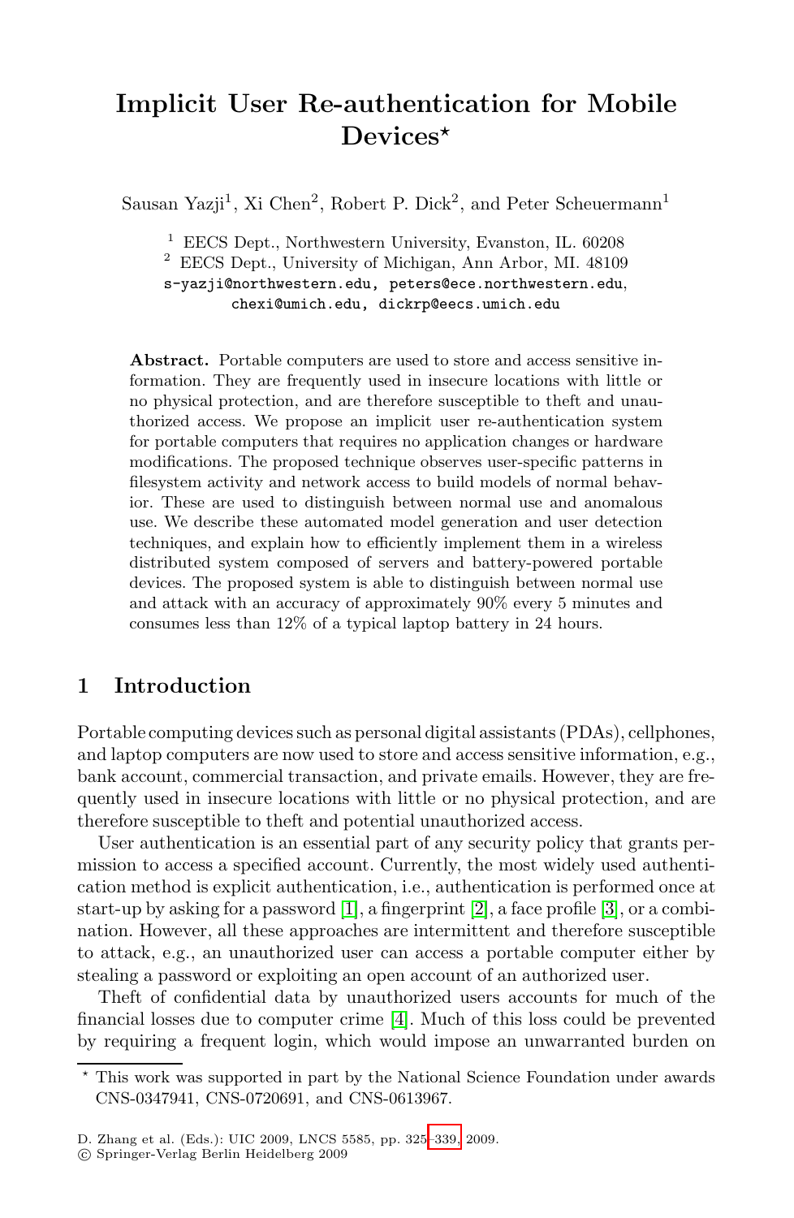# Implicit User Re-authentication for Mobile Devices*

Sausan Yazji[1], Xi Chen[2], Robert P. Dick[2], and Peter Scheuermann[1]

[1] EECS Dept., Northwestern University, Evanston, IL. 60208
[2] EECS Dept., University of Michigan, Ann Arbor, MI. 48109
s-yazji@northwestern.edu, peters@ece.northwestern.edu, chexi@umich.edu, dickrp@eecs.umich.edu

**Abstract.** Portable computers are used to store and access sensitive information. They are frequently used in insecure locations with little or no physical protection, and are therefore susceptible to theft and unauthorized access. We propose an implicit user re-authentication system for portable computers that requires no application changes or hardware modifications. The proposed technique observes user-specific patterns in filesystem activity and network access to build models of normal behavior. These are used to distinguish between normal use and anomalous use. We describe these automated model generation and user detection techniques, and explain how to efficiently implement them in a wireless distributed system composed of servers and battery-powered portable devices. The proposed system is able to distinguish between normal use and attack with an accuracy of approximately 90% every 5 minutes and consumes less than 12% of a typical laptop battery in 24 hours.

## 1 Introduction

Portable computing devices such as personal digital assistants (PDAs), cellphones, and laptop computers are now used to store and access sensitive information, e.g., bank account, commercial transaction, and private emails. However, they are frequently used in insecure locations with little or no physical protection, and are therefore susceptible to theft and potential unauthorized access.

User authentication is an essential part of any security policy that grants permission to access a specified account. Currently, the most widely used authentication method is explicit authentication, i.e., authentication is performed once at start-up by asking for a password [1], a fingerprint [2], a face profile [3], or a combination. However, all these approaches are intermittent and therefore susceptible to attack, e.g., an unauthorized user can access a portable computer either by stealing a password or exploiting an open account of an authorized user.

Theft of confidential data by unauthorized users accounts for much of the financial losses due to computer crime [4]. Much of this loss could be prevented by requiring a frequent login, which would impose an unwarranted burden on

* This work was supported in part by the National Science Foundation under awards CNS-0347941, CNS-0720691, and CNS-0613967.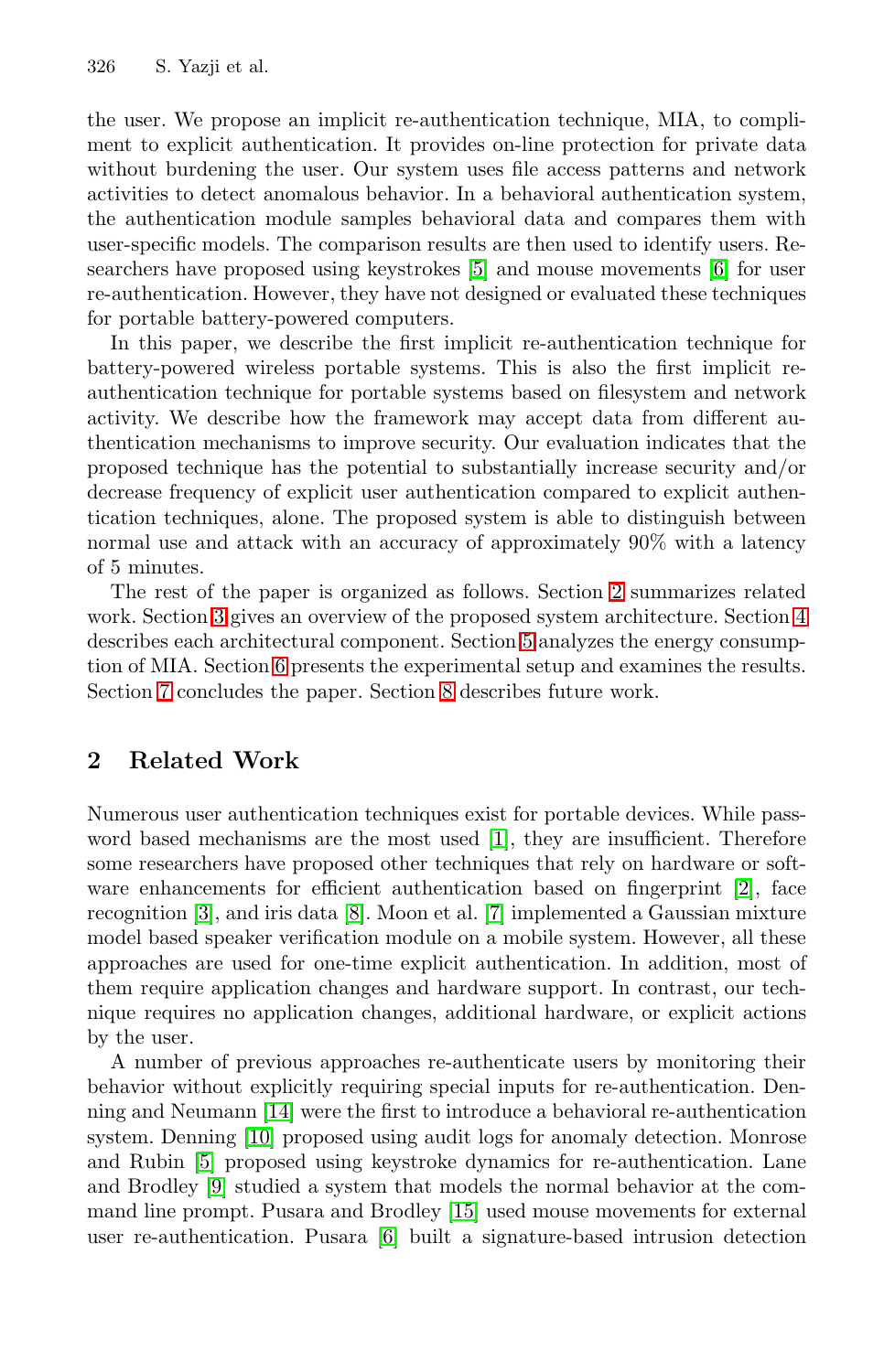the user. We propose an implicit re-authentication technique, MIA, to compliment to explicit authentication. It provides on-line protection for private data without burdening the user. Our system uses file access patterns and network activities to detect anomalous behavior. In a behavioral authentication system, the authentication module samples behavioral data and compares them with user-specific models. The comparison results are then used to identify users. Researchers have proposed using keystrokes [5] and mouse movements [6] for user re-authentication. However, they have not designed or evaluated these techniques for portable battery-powered computers.

In this paper, we describe the first implicit re-authentication technique for battery-powered wireless portable systems. This is also the first implicit re-authentication technique for portable systems based on filesystem and network activity. We describe how the framework may accept data from different authentication mechanisms to improve security. Our evaluation indicates that the proposed technique has the potential to substantially increase security and/or decrease frequency of explicit user authentication compared to explicit authentication techniques, alone. The proposed system is able to distinguish between normal use and attack with an accuracy of approximately 90% with a latency of 5 minutes.

The rest of the paper is organized as follows. Section 2 summarizes related work. Section 3 gives an overview of the proposed system architecture. Section 4 describes each architectural component. Section 5 analyzes the energy consumption of MIA. Section 6 presents the experimental setup and examines the results. Section 7 concludes the paper. Section 8 describes future work.

## 2 Related Work

Numerous user authentication techniques exist for portable devices. While password based mechanisms are the most used [1], they are insufficient. Therefore some researchers have proposed other techniques that rely on hardware or software enhancements for efficient authentication based on fingerprint [2], face recognition [3], and iris data [8]. Moon et al. [7] implemented a Gaussian mixture model based speaker verification module on a mobile system. However, all these approaches are used for one-time explicit authentication. In addition, most of them require application changes and hardware support. In contrast, our technique requires no application changes, additional hardware, or explicit actions by the user.

A number of previous approaches re-authenticate users by monitoring their behavior without explicitly requiring special inputs for re-authentication. Denning and Neumann [14] were the first to introduce a behavioral re-authentication system. Denning [10] proposed using audit logs for anomaly detection. Monrose and Rubin [5] proposed using keystroke dynamics for re-authentication. Lane and Brodley [9] studied a system that models the normal behavior at the command line prompt. Pusara and Brodley [15] used mouse movements for external user re-authentication. Pusara [6] built a signature-based intrusion detection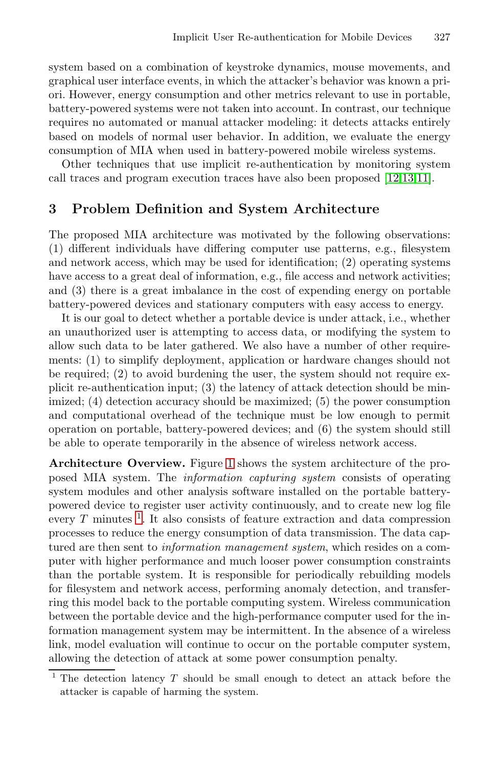system based on a combination of keystroke dynamics, mouse movements, and graphical user interface events, in which the attacker's behavior was known a priori. However, energy consumption and other metrics relevant to use in portable, battery-powered systems were not taken into account. In contrast, our technique requires no automated or manual attacker modeling: it detects attacks entirely based on models of normal user behavior. In addition, we evaluate the energy consumption of MIA when used in battery-powered mobile wireless systems.

Other techniques that use implicit re-authentication by monitoring system call traces and program execution traces have also been proposed [12,13,11].

## 3 Problem Definition and System Architecture

The proposed MIA architecture was motivated by the following observations: (1) different individuals have differing computer use patterns, e.g., filesystem and network access, which may be used for identification; (2) operating systems have access to a great deal of information, e.g., file access and network activities; and (3) there is a great imbalance in the cost of expending energy on portable battery-powered devices and stationary computers with easy access to energy.

It is our goal to detect whether a portable device is under attack, i.e., whether an unauthorized user is attempting to access data, or modifying the system to allow such data to be later gathered. We also have a number of other requirements: (1) to simplify deployment, application or hardware changes should not be required; (2) to avoid burdening the user, the system should not require explicit re-authentication input; (3) the latency of attack detection should be minimized; (4) detection accuracy should be maximized; (5) the power consumption and computational overhead of the technique must be low enough to permit operation on portable, battery-powered devices; and (6) the system should still be able to operate temporarily in the absence of wireless network access.

**Architecture Overview.** Figure 1 shows the system architecture of the proposed MIA system. The *information capturing system* consists of operating system modules and other analysis software installed on the portable battery-powered device to register user activity continuously, and to create new log file every $T$ minutes [1]. It also consists of feature extraction and data compression processes to reduce the energy consumption of data transmission. The data captured are then sent to *information management system*, which resides on a computer with higher performance and much looser power consumption constraints than the portable system. It is responsible for periodically rebuilding models for filesystem and network access, performing anomaly detection, and transferring this model back to the portable computing system. Wireless communication between the portable device and the high-performance computer used for the information management system may be intermittent. In the absence of a wireless link, model evaluation will continue to occur on the portable computer system, allowing the detection of attack at some power consumption penalty.

[1] The detection latency $T$ should be small enough to detect an attack before the attacker is capable of harming the system.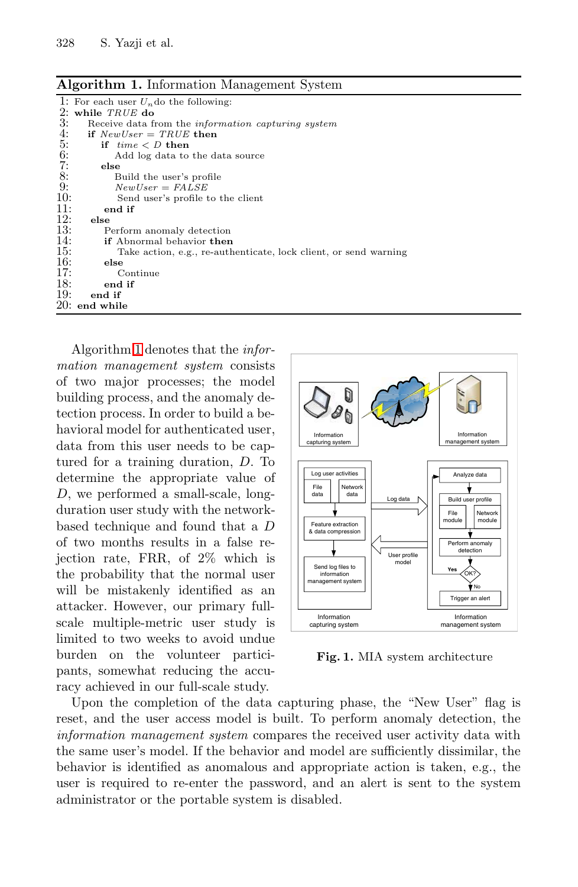**Algorithm 1.** Information Management System

```
1: For each user U_n do the following:
2: while TRUE do
3:    Receive data from the information capturing system
4:    if NewUser = TRUE then
5:       if time < D then
6:          Add log data to the data source
7:       else
8:          Build the user's profile
9:          NewUser = FALSE
10:         Send user's profile to the client
11:      end if
12:   else
13:      Perform anomaly detection
14:      if Abnormal behavior then
15:         Take action, e.g., re-authenticate, lock client, or send warning
16:      else
17:         Continue
18:      end if
19:   end if
20: end while
```

Algorithm 1 denotes that the *information management system* consists of two major processes; the model building process, and the anomaly detection process. In order to build a behavioral model for authenticated user, data from this user needs to be captured for a training duration, $D$. To determine the appropriate value of $D$, we performed a small-scale, long-duration user study with the network-based technique and found that a $D$ of two months results in a false rejection rate, FRR, of 2% which is the probability that the normal user will be mistakenly identified as an attacker. However, our primary full-scale multiple-metric user study is limited to two weeks to avoid undue burden on the volunteer participants, somewhat reducing the accuracy achieved in our full-scale study.

**Fig. 1.** MIA system architecture

Upon the completion of the data capturing phase, the "New User" flag is reset, and the user access model is built. To perform anomaly detection, the *information management system* compares the received user activity data with the same user's model. If the behavior and model are sufficiently dissimilar, the behavior is identified as anomalous and appropriate action is taken, e.g., the user is required to re-enter the password, and an alert is sent to the system administrator or the portable system is disabled.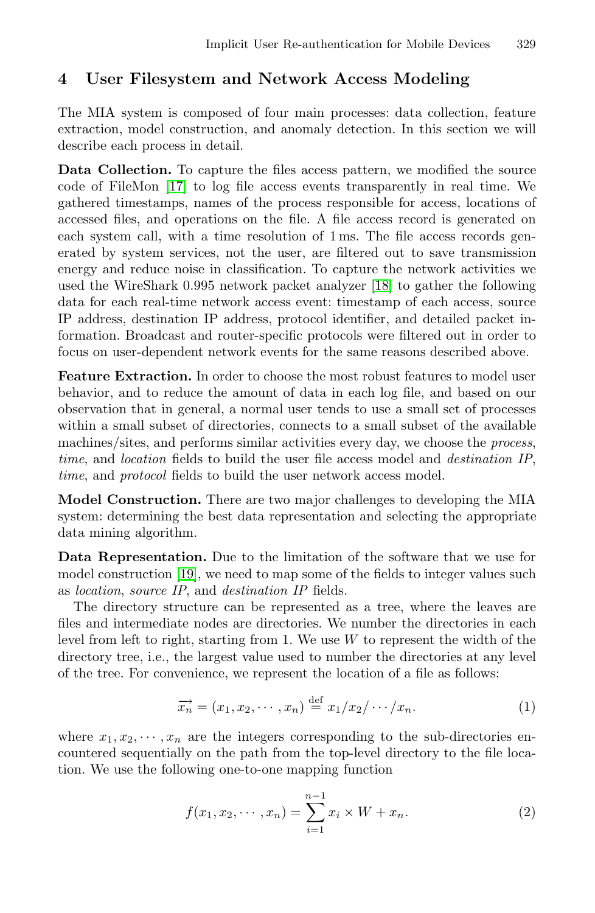## 4 User Filesystem and Network Access Modeling

The MIA system is composed of four main processes: data collection, feature extraction, model construction, and anomaly detection. In this section we will describe each process in detail.

**Data Collection.** To capture the files access pattern, we modified the source code of FileMon [17] to log file access events transparently in real time. We gathered timestamps, names of the process responsible for access, locations of accessed files, and operations on the file. A file access record is generated on each system call, with a time resolution of 1 ms. The file access records generated by system services, not the user, are filtered out to save transmission energy and reduce noise in classification. To capture the network activities we used the WireShark 0.995 network packet analyzer [18] to gather the following data for each real-time network access event: timestamp of each access, source IP address, destination IP address, protocol identifier, and detailed packet information. Broadcast and router-specific protocols were filtered out in order to focus on user-dependent network events for the same reasons described above.

**Feature Extraction.** In order to choose the most robust features to model user behavior, and to reduce the amount of data in each log file, and based on our observation that in general, a normal user tends to use a small set of processes within a small subset of directories, connects to a small subset of the available machines/sites, and performs similar activities every day, we choose the *process*, *time*, and *location* fields to build the user file access model and *destination IP*, *time*, and *protocol* fields to build the user network access model.

**Model Construction.** There are two major challenges to developing the MIA system: determining the best data representation and selecting the appropriate data mining algorithm.

**Data Representation.** Due to the limitation of the software that we use for model construction [19], we need to map some of the fields to integer values such as *location*, *source IP*, and *destination IP* fields.

The directory structure can be represented as a tree, where the leaves are files and intermediate nodes are directories. We number the directories in each level from left to right, starting from 1. We use $W$ to represent the width of the directory tree, i.e., the largest value used to number the directories at any level of the tree. For convenience, we represent the location of a file as follows:

$$\overrightarrow{x_n} = (x_1, x_2, \cdots, x_n) \stackrel{\text{def}}{=} x_1/x_2/\cdots/x_n. \tag{1}$$

where $x_1, x_2, \cdots, x_n$ are the integers corresponding to the sub-directories encountered sequentially on the path from the top-level directory to the file location. We use the following one-to-one mapping function

$$f(x_1, x_2, \cdots, x_n) = \sum_{i=1}^{n-1} x_i \times W + x_n. \tag{2}$$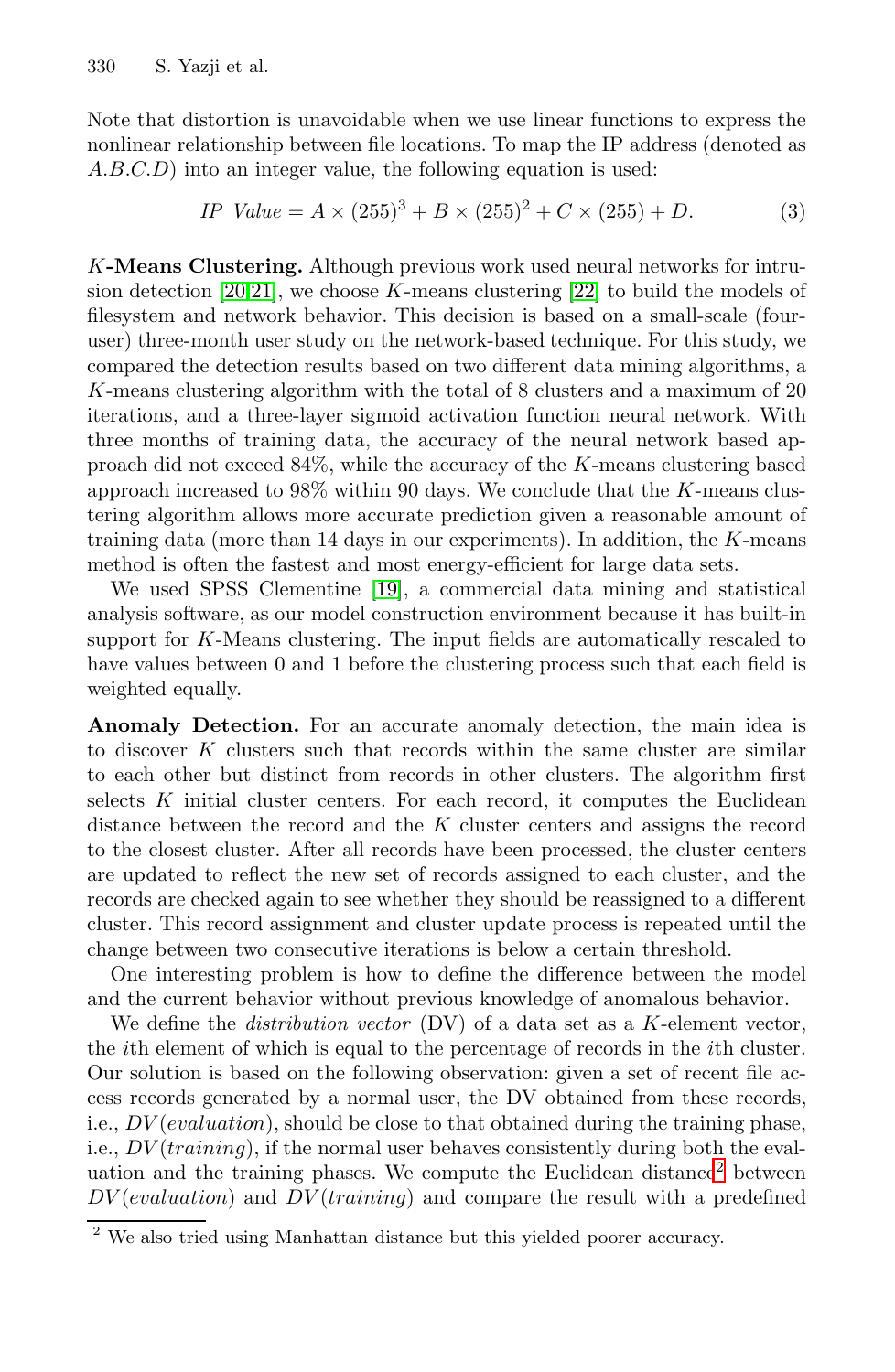Note that distortion is unavoidable when we use linear functions to express the nonlinear relationship between file locations. To map the IP address (denoted as $A.B.C.D$) into an integer value, the following equation is used:

$$IP\ \ Value = A \times (255)^3 + B \times (255)^2 + C \times (255) + D. \quad (3)$$

***K*-Means Clustering.** Although previous work used neural networks for intrusion detection [20,21], we choose $K$-means clustering [22] to build the models of filesystem and network behavior. This decision is based on a small-scale (four-user) three-month user study on the network-based technique. For this study, we compared the detection results based on two different data mining algorithms, a $K$-means clustering algorithm with the total of 8 clusters and a maximum of 20 iterations, and a three-layer sigmoid activation function neural network. With three months of training data, the accuracy of the neural network based approach did not exceed 84%, while the accuracy of the $K$-means clustering based approach increased to 98% within 90 days. We conclude that the $K$-means clustering algorithm allows more accurate prediction given a reasonable amount of training data (more than 14 days in our experiments). In addition, the $K$-means method is often the fastest and most energy-efficient for large data sets.

We used SPSS Clementine [19], a commercial data mining and statistical analysis software, as our model construction environment because it has built-in support for $K$-Means clustering. The input fields are automatically rescaled to have values between 0 and 1 before the clustering process such that each field is weighted equally.

**Anomaly Detection.** For an accurate anomaly detection, the main idea is to discover $K$ clusters such that records within the same cluster are similar to each other but distinct from records in other clusters. The algorithm first selects $K$ initial cluster centers. For each record, it computes the Euclidean distance between the record and the $K$ cluster centers and assigns the record to the closest cluster. After all records have been processed, the cluster centers are updated to reflect the new set of records assigned to each cluster, and the records are checked again to see whether they should be reassigned to a different cluster. This record assignment and cluster update process is repeated until the change between two consecutive iterations is below a certain threshold.

One interesting problem is how to define the difference between the model and the current behavior without previous knowledge of anomalous behavior.

We define the *distribution vector* (DV) of a data set as a $K$-element vector, the $i$th element of which is equal to the percentage of records in the $i$th cluster. Our solution is based on the following observation: given a set of recent file access records generated by a normal user, the DV obtained from these records, i.e., $DV(evaluation)$, should be close to that obtained during the training phase, i.e., $DV(training)$, if the normal user behaves consistently during both the evaluation and the training phases. We compute the Euclidean distance[2] between $DV(evaluation)$ and $DV(training)$ and compare the result with a predefined

[2] We also tried using Manhattan distance but this yielded poorer accuracy.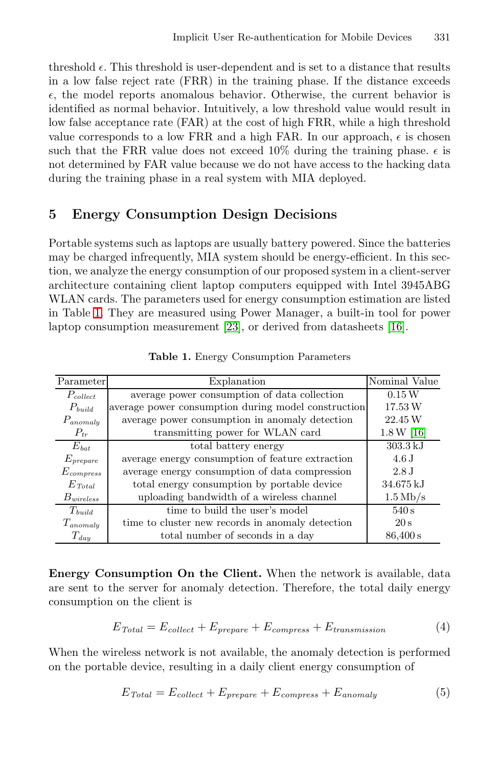threshold $\epsilon$. This threshold is user-dependent and is set to a distance that results in a low false reject rate (FRR) in the training phase. If the distance exceeds $\epsilon$, the model reports anomalous behavior. Otherwise, the current behavior is identified as normal behavior. Intuitively, a low threshold value would result in low false acceptance rate (FAR) at the cost of high FRR, while a high threshold value corresponds to a low FRR and a high FAR. In our approach, $\epsilon$ is chosen such that the FRR value does not exceed 10% during the training phase. $\epsilon$ is not determined by FAR value because we do not have access to the hacking data during the training phase in a real system with MIA deployed.

## 5 Energy Consumption Design Decisions

Portable systems such as laptops are usually battery powered. Since the batteries may be charged infrequently, MIA system should be energy-efficient. In this section, we analyze the energy consumption of our proposed system in a client-server architecture containing client laptop computers equipped with Intel 3945ABG WLAN cards. The parameters used for energy consumption estimation are listed in Table 1. They are measured using Power Manager, a built-in tool for power laptop consumption measurement [23], or derived from datasheets [16].

**Table 1.** Energy Consumption Parameters

| Parameter | Explanation | Nominal Value |
|---|---|---|
| $P_{collect}$ | average power consumption of data collection | 0.15 W |
| $P_{build}$ | average power consumption during model construction | 17.53 W |
| $P_{anomaly}$ | average power consumption in anomaly detection | 22.45 W |
| $P_{tr}$ | transmitting power for WLAN card | 1.8 W [16] |
| $E_{bat}$ | total battery energy | 303.3 kJ |
| $E_{prepare}$ | average energy consumption of feature extraction | 4.6 J |
| $E_{compress}$ | average energy consumption of data compression | 2.8 J |
| $E_{Total}$ | total energy consumption by portable device | 34.675 kJ |
| $B_{wireless}$ | uploading bandwidth of a wireless channel | 1.5 Mb/s |
| $T_{build}$ | time to build the user's model | 540 s |
| $T_{anomaly}$ | time to cluster new records in anomaly detection | 20 s |
| $T_{day}$ | total number of seconds in a day | 86,400 s |

**Energy Consumption On the Client.** When the network is available, data are sent to the server for anomaly detection. Therefore, the total daily energy consumption on the client is

$$E_{Total} = E_{collect} + E_{prepare} + E_{compress} + E_{transmission} \tag{4}$$

When the wireless network is not available, the anomaly detection is performed on the portable device, resulting in a daily client energy consumption of

$$E_{Total} = E_{collect} + E_{prepare} + E_{compress} + E_{anomaly} \tag{5}$$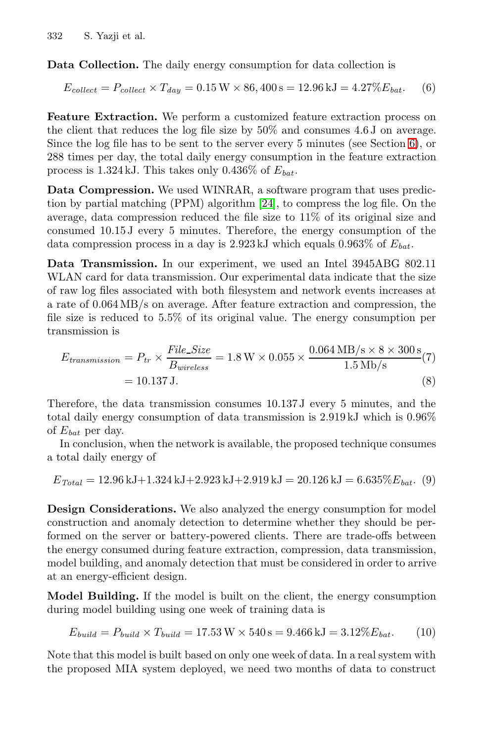**Data Collection.** The daily energy consumption for data collection is

$$E_{collect} = P_{collect} \times T_{day} = 0.15\,\text{W} \times 86,400\,\text{s} = 12.96\,\text{kJ} = 4.27\% E_{bat}. \quad (6)$$

**Feature Extraction.** We perform a customized feature extraction process on the client that reduces the log file size by 50% and consumes 4.6 J on average. Since the log file has to be sent to the server every 5 minutes (see Section 6), or 288 times per day, the total daily energy consumption in the feature extraction process is 1.324 kJ. This takes only 0.436% of $E_{bat}$.

**Data Compression.** We used WINRAR, a software program that uses prediction by partial matching (PPM) algorithm [24], to compress the log file. On the average, data compression reduced the file size to 11% of its original size and consumed 10.15 J every 5 minutes. Therefore, the energy consumption of the data compression process in a day is 2.923 kJ which equals 0.963% of $E_{bat}$.

**Data Transmission.** In our experiment, we used an Intel 3945ABG 802.11 WLAN card for data transmission. Our experimental data indicate that the size of raw log files associated with both filesystem and network events increases at a rate of 0.064 MB/s on average. After feature extraction and compression, the file size is reduced to 5.5% of its original value. The energy consumption per transmission is

$$E_{transmission} = P_{tr} \times \frac{File\_Size}{B_{wireless}} = 1.8\,\text{W} \times 0.055 \times \frac{0.064\,\text{MB/s} \times 8 \times 300\,\text{s}}{1.5\,\text{Mb/s}} \quad (7)$$

$$= 10.137\,\text{J}. \quad (8)$$

Therefore, the data transmission consumes 10.137 J every 5 minutes, and the total daily energy consumption of data transmission is 2.919 kJ which is 0.96% of $E_{bat}$ per day.

In conclusion, when the network is available, the proposed technique consumes a total daily energy of

$$E_{Total} = 12.96\,\text{kJ} + 1.324\,\text{kJ} + 2.923\,\text{kJ} + 2.919\,\text{kJ} = 20.126\,\text{kJ} = 6.635\% E_{bat}. \quad (9)$$

**Design Considerations.** We also analyzed the energy consumption for model construction and anomaly detection to determine whether they should be performed on the server or battery-powered clients. There are trade-offs between the energy consumed during feature extraction, compression, data transmission, model building, and anomaly detection that must be considered in order to arrive at an energy-efficient design.

**Model Building.** If the model is built on the client, the energy consumption during model building using one week of training data is

$$E_{build} = P_{build} \times T_{build} = 17.53\,\text{W} \times 540\,\text{s} = 9.466\,\text{kJ} = 3.12\% E_{bat}. \quad (10)$$

Note that this model is built based on only one week of data. In a real system with the proposed MIA system deployed, we need two months of data to construct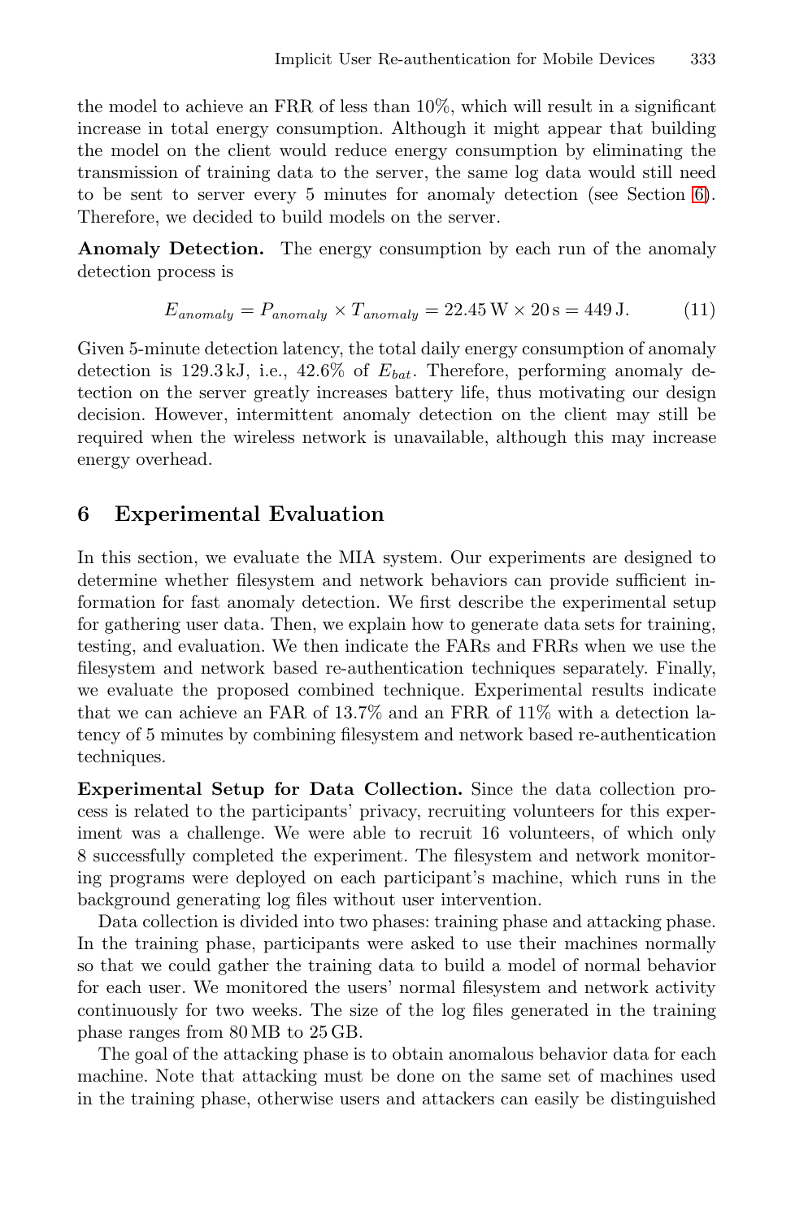the model to achieve an FRR of less than 10%, which will result in a significant increase in total energy consumption. Although it might appear that building the model on the client would reduce energy consumption by eliminating the transmission of training data to the server, the same log data would still need to be sent to server every 5 minutes for anomaly detection (see Section 6). Therefore, we decided to build models on the server.

**Anomaly Detection.** The energy consumption by each run of the anomaly detection process is

$$E_{anomaly} = P_{anomaly} \times T_{anomaly} = 22.45\,\text{W} \times 20\,\text{s} = 449\,\text{J}. \tag{11}$$

Given 5-minute detection latency, the total daily energy consumption of anomaly detection is 129.3 kJ, i.e., 42.6% of $E_{bat}$. Therefore, performing anomaly detection on the server greatly increases battery life, thus motivating our design decision. However, intermittent anomaly detection on the client may still be required when the wireless network is unavailable, although this may increase energy overhead.

## 6 Experimental Evaluation

In this section, we evaluate the MIA system. Our experiments are designed to determine whether filesystem and network behaviors can provide sufficient information for fast anomaly detection. We first describe the experimental setup for gathering user data. Then, we explain how to generate data sets for training, testing, and evaluation. We then indicate the FARs and FRRs when we use the filesystem and network based re-authentication techniques separately. Finally, we evaluate the proposed combined technique. Experimental results indicate that we can achieve an FAR of 13.7% and an FRR of 11% with a detection latency of 5 minutes by combining filesystem and network based re-authentication techniques.

**Experimental Setup for Data Collection.** Since the data collection process is related to the participants' privacy, recruiting volunteers for this experiment was a challenge. We were able to recruit 16 volunteers, of which only 8 successfully completed the experiment. The filesystem and network monitoring programs were deployed on each participant's machine, which runs in the background generating log files without user intervention.

Data collection is divided into two phases: training phase and attacking phase. In the training phase, participants were asked to use their machines normally so that we could gather the training data to build a model of normal behavior for each user. We monitored the users' normal filesystem and network activity continuously for two weeks. The size of the log files generated in the training phase ranges from 80 MB to 25 GB.

The goal of the attacking phase is to obtain anomalous behavior data for each machine. Note that attacking must be done on the same set of machines used in the training phase, otherwise users and attackers can easily be distinguished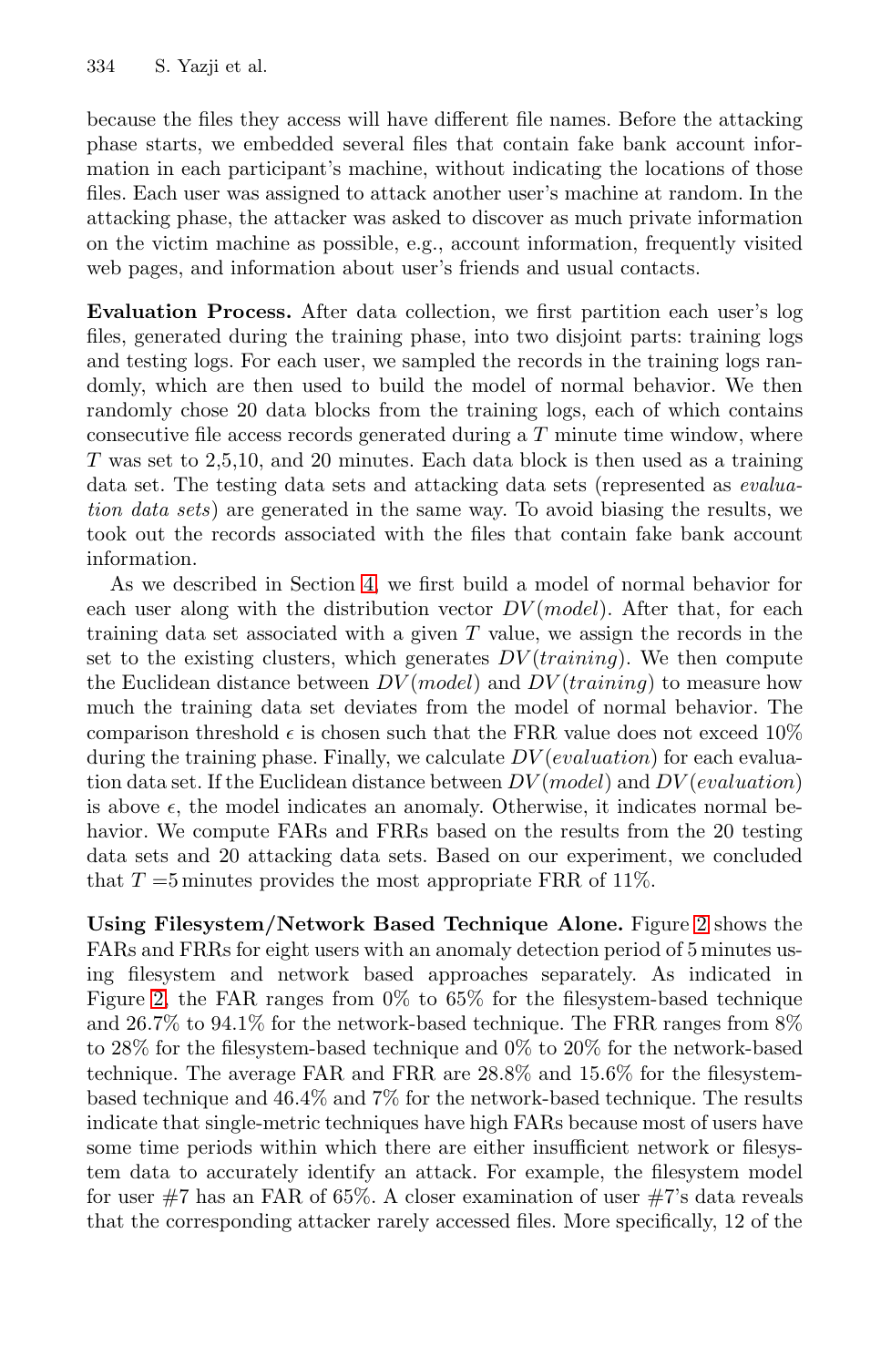because the files they access will have different file names. Before the attacking phase starts, we embedded several files that contain fake bank account information in each participant's machine, without indicating the locations of those files. Each user was assigned to attack another user's machine at random. In the attacking phase, the attacker was asked to discover as much private information on the victim machine as possible, e.g., account information, frequently visited web pages, and information about user's friends and usual contacts.

**Evaluation Process.** After data collection, we first partition each user's log files, generated during the training phase, into two disjoint parts: training logs and testing logs. For each user, we sampled the records in the training logs randomly, which are then used to build the model of normal behavior. We then randomly chose 20 data blocks from the training logs, each of which contains consecutive file access records generated during a $T$ minute time window, where $T$ was set to 2,5,10, and 20 minutes. Each data block is then used as a training data set. The testing data sets and attacking data sets (represented as *evaluation data sets*) are generated in the same way. To avoid biasing the results, we took out the records associated with the files that contain fake bank account information.

As we described in Section 4, we first build a model of normal behavior for each user along with the distribution vector $DV(model)$. After that, for each training data set associated with a given $T$ value, we assign the records in the set to the existing clusters, which generates $DV(training)$. We then compute the Euclidean distance between $DV(model)$ and $DV(training)$ to measure how much the training data set deviates from the model of normal behavior. The comparison threshold $\epsilon$ is chosen such that the FRR value does not exceed 10% during the training phase. Finally, we calculate $DV(evaluation)$ for each evaluation data set. If the Euclidean distance between $DV(model)$ and $DV(evaluation)$ is above $\epsilon$, the model indicates an anomaly. Otherwise, it indicates normal behavior. We compute FARs and FRRs based on the results from the 20 testing data sets and 20 attacking data sets. Based on our experiment, we concluded that $T$ =5 minutes provides the most appropriate FRR of 11%.

**Using Filesystem/Network Based Technique Alone.** Figure 2 shows the FARs and FRRs for eight users with an anomaly detection period of 5 minutes using filesystem and network based approaches separately. As indicated in Figure 2, the FAR ranges from 0% to 65% for the filesystem-based technique and 26.7% to 94.1% for the network-based technique. The FRR ranges from 8% to 28% for the filesystem-based technique and 0% to 20% for the network-based technique. The average FAR and FRR are 28.8% and 15.6% for the filesystem-based technique and 46.4% and 7% for the network-based technique. The results indicate that single-metric techniques have high FARs because most of users have some time periods within which there are either insufficient network or filesystem data to accurately identify an attack. For example, the filesystem model for user #7 has an FAR of 65%. A closer examination of user #7's data reveals that the corresponding attacker rarely accessed files. More specifically, 12 of the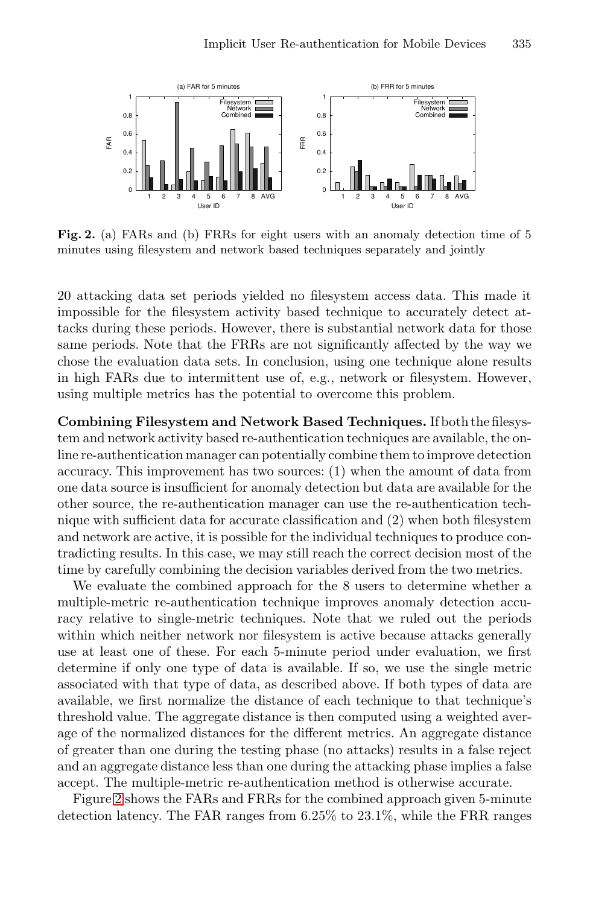(a) FAR for 5 minutes

FAR

1
0.8
0.6
0.4
0.2
0

Filesystem
Network
Combined

1 2 3 4 5 6 7 8 AVG

User ID

(b) FRR for 5 minutes

FRR

1
0.8
0.6
0.4
0.2
0

Filesystem
Network
Combined

1 2 3 4 5 6 7 8 AVG

User ID

**Fig. 2.** (a) FARs and (b) FRRs for eight users with an anomaly detection time of 5 minutes using filesystem and network based techniques separately and jointly

20 attacking data set periods yielded no filesystem access data. This made it impossible for the filesystem activity based technique to accurately detect attacks during these periods. However, there is substantial network data for those same periods. Note that the FRRs are not significantly affected by the way we chose the evaluation data sets. In conclusion, using one technique alone results in high FARs due to intermittent use of, e.g., network or filesystem. However, using multiple metrics has the potential to overcome this problem.

**Combining Filesystem and Network Based Techniques.** If both the filesystem and network activity based re-authentication techniques are available, the online re-authentication manager can potentially combine them to improve detection accuracy. This improvement has two sources: (1) when the amount of data from one data source is insufficient for anomaly detection but data are available for the other source, the re-authentication manager can use the re-authentication technique with sufficient data for accurate classification and (2) when both filesystem and network are active, it is possible for the individual techniques to produce contradicting results. In this case, we may still reach the correct decision most of the time by carefully combining the decision variables derived from the two metrics.

We evaluate the combined approach for the 8 users to determine whether a multiple-metric re-authentication technique improves anomaly detection accuracy relative to single-metric techniques. Note that we ruled out the periods within which neither network nor filesystem is active because attacks generally use at least one of these. For each 5-minute period under evaluation, we first determine if only one type of data is available. If so, we use the single metric associated with that type of data, as described above. If both types of data are available, we first normalize the distance of each technique to that technique's threshold value. The aggregate distance is then computed using a weighted average of the normalized distances for the different metrics. An aggregate distance of greater than one during the testing phase (no attacks) results in a false reject and an aggregate distance less than one during the attacking phase implies a false accept. The multiple-metric re-authentication method is otherwise accurate.

Figure 2 shows the FARs and FRRs for the combined approach given 5-minute detection latency. The FAR ranges from 6.25% to 23.1%, while the FRR ranges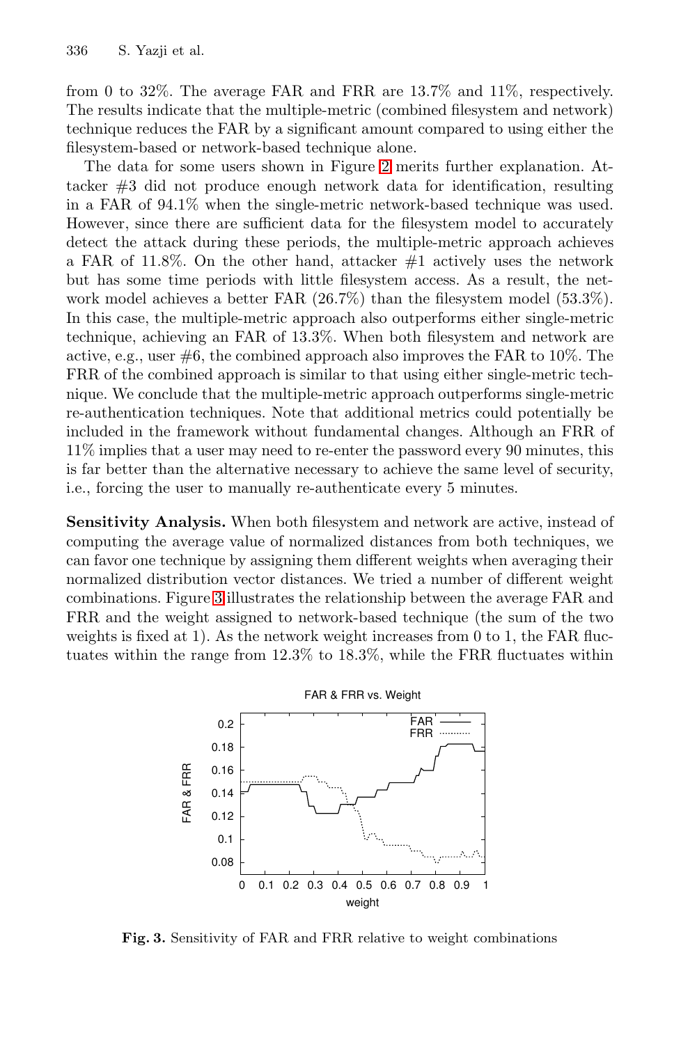from 0 to 32%. The average FAR and FRR are 13.7% and 11%, respectively. The results indicate that the multiple-metric (combined filesystem and network) technique reduces the FAR by a significant amount compared to using either the filesystem-based or network-based technique alone.

The data for some users shown in Figure 2 merits further explanation. Attacker #3 did not produce enough network data for identification, resulting in a FAR of 94.1% when the single-metric network-based technique was used. However, since there are sufficient data for the filesystem model to accurately detect the attack during these periods, the multiple-metric approach achieves a FAR of 11.8%. On the other hand, attacker #1 actively uses the network but has some time periods with little filesystem access. As a result, the network model achieves a better FAR (26.7%) than the filesystem model (53.3%). In this case, the multiple-metric approach also outperforms either single-metric technique, achieving an FAR of 13.3%. When both filesystem and network are active, e.g., user #6, the combined approach also improves the FAR to 10%. The FRR of the combined approach is similar to that using either single-metric technique. We conclude that the multiple-metric approach outperforms single-metric re-authentication techniques. Note that additional metrics could potentially be included in the framework without fundamental changes. Although an FRR of 11% implies that a user may need to re-enter the password every 90 minutes, this is far better than the alternative necessary to achieve the same level of security, i.e., forcing the user to manually re-authenticate every 5 minutes.

**Sensitivity Analysis.** When both filesystem and network are active, instead of computing the average value of normalized distances from both techniques, we can favor one technique by assigning them different weights when averaging their normalized distribution vector distances. We tried a number of different weight combinations. Figure 3 illustrates the relationship between the average FAR and FRR and the weight assigned to network-based technique (the sum of the two weights is fixed at 1). As the network weight increases from 0 to 1, the FAR fluctuates within the range from 12.3% to 18.3%, while the FRR fluctuates within

**Fig. 3.** Sensitivity of FAR and FRR relative to weight combinations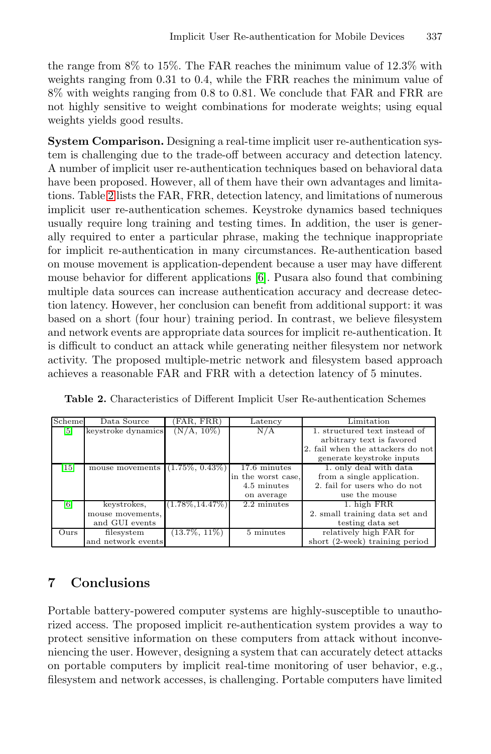the range from 8% to 15%. The FAR reaches the minimum value of 12.3% with weights ranging from 0.31 to 0.4, while the FRR reaches the minimum value of 8% with weights ranging from 0.8 to 0.81. We conclude that FAR and FRR are not highly sensitive to weight combinations for moderate weights; using equal weights yields good results.

**System Comparison.** Designing a real-time implicit user re-authentication system is challenging due to the trade-off between accuracy and detection latency. A number of implicit user re-authentication techniques based on behavioral data have been proposed. However, all of them have their own advantages and limitations. Table 2 lists the FAR, FRR, detection latency, and limitations of numerous implicit user re-authentication schemes. Keystroke dynamics based techniques usually require long training and testing times. In addition, the user is generally required to enter a particular phrase, making the technique inappropriate for implicit re-authentication in many circumstances. Re-authentication based on mouse movement is application-dependent because a user may have different mouse behavior for different applications [6]. Pusara also found that combining multiple data sources can increase authentication accuracy and decrease detection latency. However, her conclusion can benefit from additional support: it was based on a short (four hour) training period. In contrast, we believe filesystem and network events are appropriate data sources for implicit re-authentication. It is difficult to conduct an attack while generating neither filesystem nor network activity. The proposed multiple-metric network and filesystem based approach achieves a reasonable FAR and FRR with a detection latency of 5 minutes.

**Table 2.** Characteristics of Different Implicit User Re-authentication Schemes

| Scheme | Data Source | (FAR, FRR) | Latency | Limitation |
|---|---|---|---|---|
| [5] | keystroke dynamics | (N/A, 10%) | N/A | 1. structured text instead of arbitrary text is favored 2. fail when the attackers do not generate keystroke inputs |
| [15] | mouse movements | (1.75%, 0.43%) | 17.6 minutes in the worst case, 4.5 minutes on average | 1. only deal with data from a single application. 2. fail for users who do not use the mouse |
| [6] | keystrokes, mouse movements, and GUI events | (1.78%,14.47%) | 2.2 minutes | 1. high FRR 2. small training data set and testing data set |
| Ours | filesystem and network events | (13.7%, 11%) | 5 minutes | relatively high FAR for short (2-week) training period |

## 7 Conclusions

Portable battery-powered computer systems are highly-susceptible to unauthorized access. The proposed implicit re-authentication system provides a way to protect sensitive information on these computers from attack without inconveniencing the user. However, designing a system that can accurately detect attacks on portable computers by implicit real-time monitoring of user behavior, e.g., filesystem and network accesses, is challenging. Portable computers have limited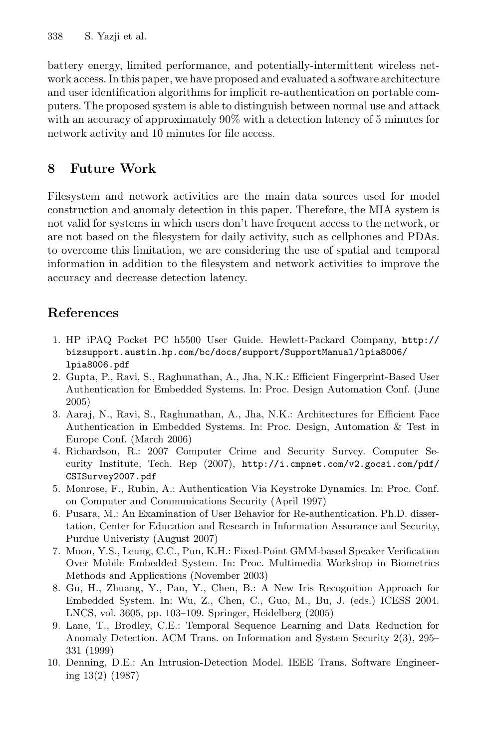battery energy, limited performance, and potentially-intermittent wireless network access. In this paper, we have proposed and evaluated a software architecture and user identification algorithms for implicit re-authentication on portable computers. The proposed system is able to distinguish between normal use and attack with an accuracy of approximately 90% with a detection latency of 5 minutes for network activity and 10 minutes for file access.

## 8 Future Work

Filesystem and network activities are the main data sources used for model construction and anomaly detection in this paper. Therefore, the MIA system is not valid for systems in which users don't have frequent access to the network, or are not based on the filesystem for daily activity, such as cellphones and PDAs. to overcome this limitation, we are considering the use of spatial and temporal information in addition to the filesystem and network activities to improve the accuracy and decrease detection latency.

## References

1. HP iPAQ Pocket PC h5500 User Guide. Hewlett-Packard Company, http://bizsupport.austin.hp.com/bc/docs/support/SupportManual/lpia8006/lpia8006.pdf
2. Gupta, P., Ravi, S., Raghunathan, A., Jha, N.K.: Efficient Fingerprint-Based User Authentication for Embedded Systems. In: Proc. Design Automation Conf. (June 2005)
3. Aaraj, N., Ravi, S., Raghunathan, A., Jha, N.K.: Architectures for Efficient Face Authentication in Embedded Systems. In: Proc. Design, Automation & Test in Europe Conf. (March 2006)
4. Richardson, R.: 2007 Computer Crime and Security Survey. Computer Security Institute, Tech. Rep (2007), http://i.cmpnet.com/v2.gocsi.com/pdf/CSISurvey2007.pdf
5. Monrose, F., Rubin, A.: Authentication Via Keystroke Dynamics. In: Proc. Conf. on Computer and Communications Security (April 1997)
6. Pusara, M.: An Examination of User Behavior for Re-authentication. Ph.D. dissertation, Center for Education and Research in Information Assurance and Security, Purdue Univeristy (August 2007)
7. Moon, Y.S., Leung, C.C., Pun, K.H.: Fixed-Point GMM-based Speaker Verification Over Mobile Embedded System. In: Proc. Multimedia Workshop in Biometrics Methods and Applications (November 2003)
8. Gu, H., Zhuang, Y., Pan, Y., Chen, B.: A New Iris Recognition Approach for Embedded System. In: Wu, Z., Chen, C., Guo, M., Bu, J. (eds.) ICESS 2004. LNCS, vol. 3605, pp. 103–109. Springer, Heidelberg (2005)
9. Lane, T., Brodley, C.E.: Temporal Sequence Learning and Data Reduction for Anomaly Detection. ACM Trans. on Information and System Security 2(3), 295–331 (1999)
10. Denning, D.E.: An Intrusion-Detection Model. IEEE Trans. Software Engineering 13(2) (1987)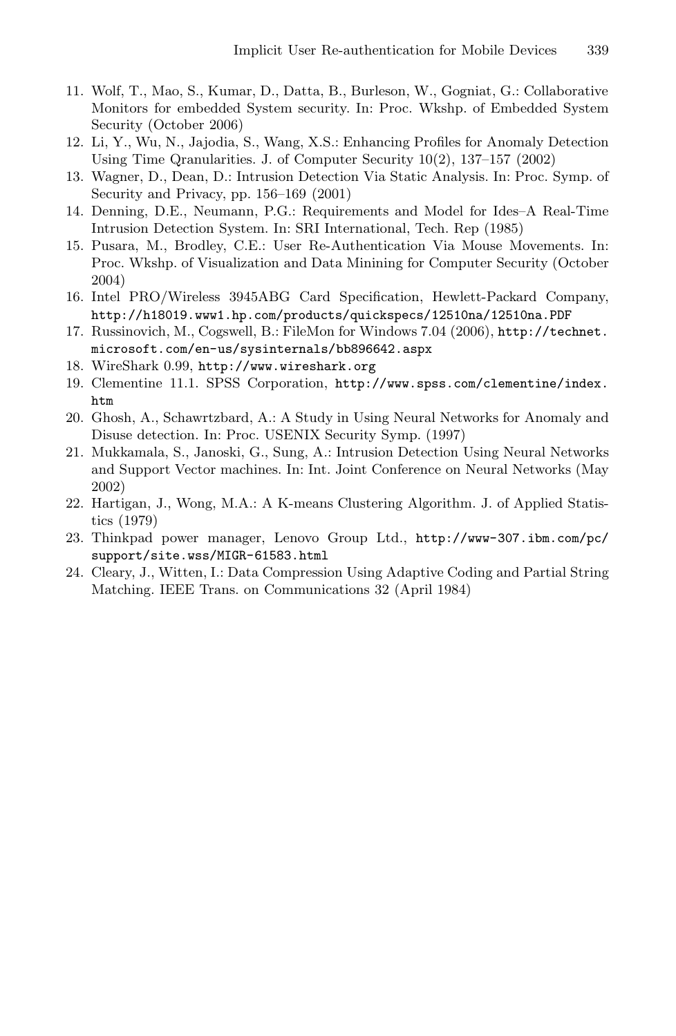11. Wolf, T., Mao, S., Kumar, D., Datta, B., Burleson, W., Gogniat, G.: Collaborative Monitors for embedded System security. In: Proc. Wkshp. of Embedded System Security (October 2006)
12. Li, Y., Wu, N., Jajodia, S., Wang, X.S.: Enhancing Profiles for Anomaly Detection Using Time Qranularities. J. of Computer Security 10(2), 137–157 (2002)
13. Wagner, D., Dean, D.: Intrusion Detection Via Static Analysis. In: Proc. Symp. of Security and Privacy, pp. 156–169 (2001)
14. Denning, D.E., Neumann, P.G.: Requirements and Model for Ides–A Real-Time Intrusion Detection System. In: SRI International, Tech. Rep (1985)
15. Pusara, M., Brodley, C.E.: User Re-Authentication Via Mouse Movements. In: Proc. Wkshp. of Visualization and Data Minining for Computer Security (October 2004)
16. Intel PRO/Wireless 3945ABG Card Specification, Hewlett-Packard Company, `http://h18019.www1.hp.com/products/quickspecs/12510na/12510na.PDF`
17. Russinovich, M., Cogswell, B.: FileMon for Windows 7.04 (2006), `http://technet.microsoft.com/en-us/sysinternals/bb896642.aspx`
18. WireShark 0.99, `http://www.wireshark.org`
19. Clementine 11.1. SPSS Corporation, `http://www.spss.com/clementine/index.htm`
20. Ghosh, A., Schawrtzbard, A.: A Study in Using Neural Networks for Anomaly and Disuse detection. In: Proc. USENIX Security Symp. (1997)
21. Mukkamala, S., Janoski, G., Sung, A.: Intrusion Detection Using Neural Networks and Support Vector machines. In: Int. Joint Conference on Neural Networks (May 2002)
22. Hartigan, J., Wong, M.A.: A K-means Clustering Algorithm. J. of Applied Statistics (1979)
23. Thinkpad power manager, Lenovo Group Ltd., `http://www-307.ibm.com/pc/support/site.wss/MIGR-61583.html`
24. Cleary, J., Witten, I.: Data Compression Using Adaptive Coding and Partial String Matching. IEEE Trans. on Communications 32 (April 1984)